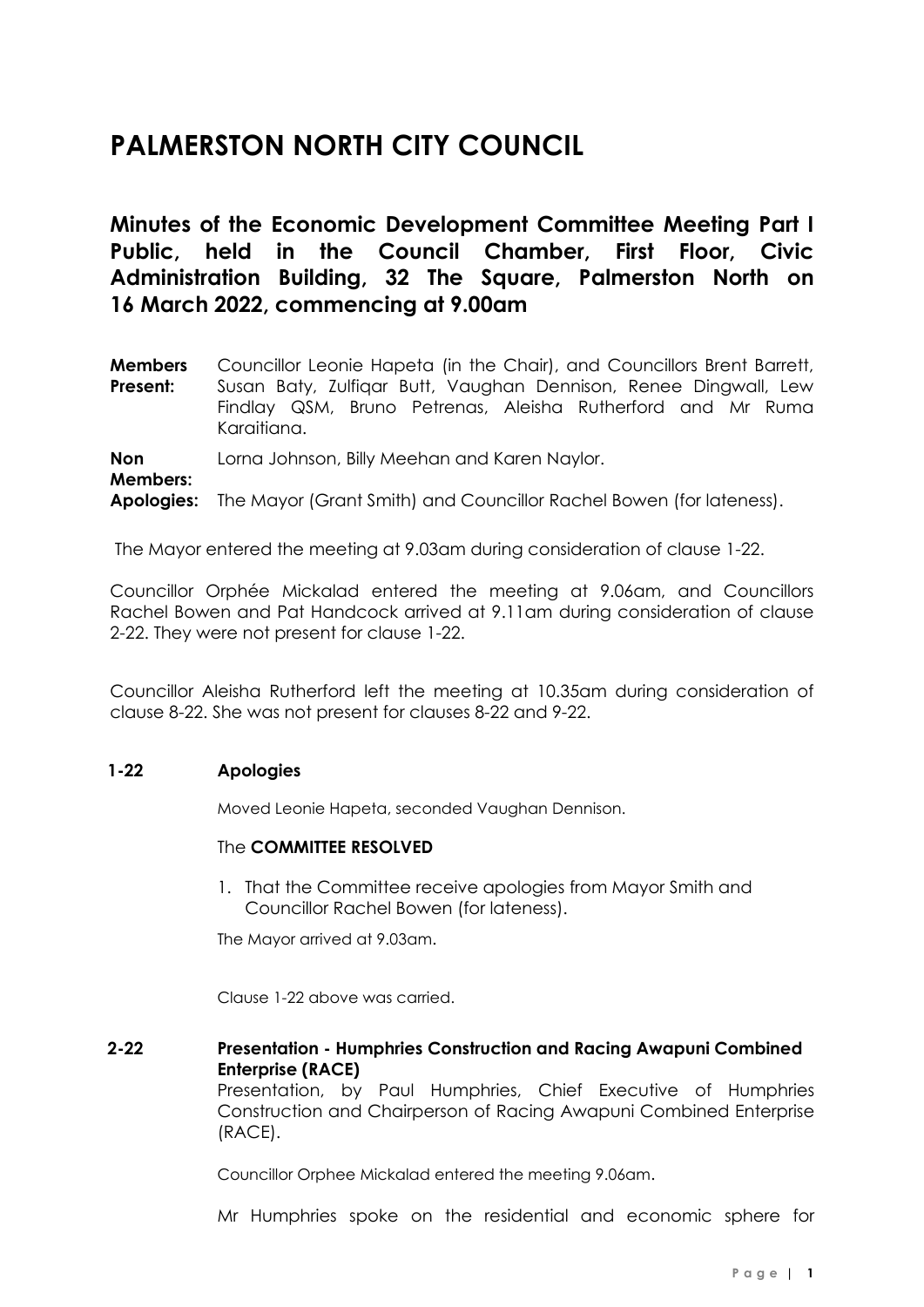# PALMERSTON NORTH CITY COUNCIL

## Minutes of the Economic Development Committee Meeting Part I Public, held in the Council Chamber, First Floor, Civic Administration Building, 32 The Square, Palmerston North on 16 March 2022, commencing at 9.00am

**Members Present:** Councillor Leonie Hapeta (in the Chair), and Councillors Brent Barrett, Susan Baty, Zulfiqar Butt, Vaughan Dennison, Renee Dingwall, Lew Findlay QSM, Bruno Petrenas, Aleisha Rutherford and Mr Ruma Karaitiana.

**Non Members:** Lorna Johnson, Billy Meehan and Karen Naylor.

**Apologies:** The Mayor (Grant Smith) and Councillor Rachel Bowen (for lateness).

The Mayor entered the meeting at 9.03am during consideration of clause 1-22.

Councillor Orphée Mickalad entered the meeting at 9.06am, and Councillors Rachel Bowen and Pat Handcock arrived at 9.11am during consideration of clause 2-22. They were not present for clause 1-22.

Councillor Aleisha Rutherford left the meeting at 10.35am during consideration of clause 8-22. She was not present for clauses 8-22 and 9-22.

### 1-22 Apologies

Moved Leonie Hapeta, seconded Vaughan Dennison.

The **COMMITTEE RESOLVED**

1. That the Committee receive apologies from Mayor Smith and Councillor Rachel Bowen (for lateness).

The Mayor arrived at 9.03am.

Clause 1-22 above was carried.

### 2-22 Presentation - Humphries Construction and Racing Awapuni Combined Enterprise (RACE)

Presentation, by Paul Humphries, Chief Executive of Humphries Construction and Chairperson of Racing Awapuni Combined Enterprise (RACE).

Councillor Orphee Mickalad entered the meeting 9.06am.

Mr Humphries spoke on the residential and economic sphere for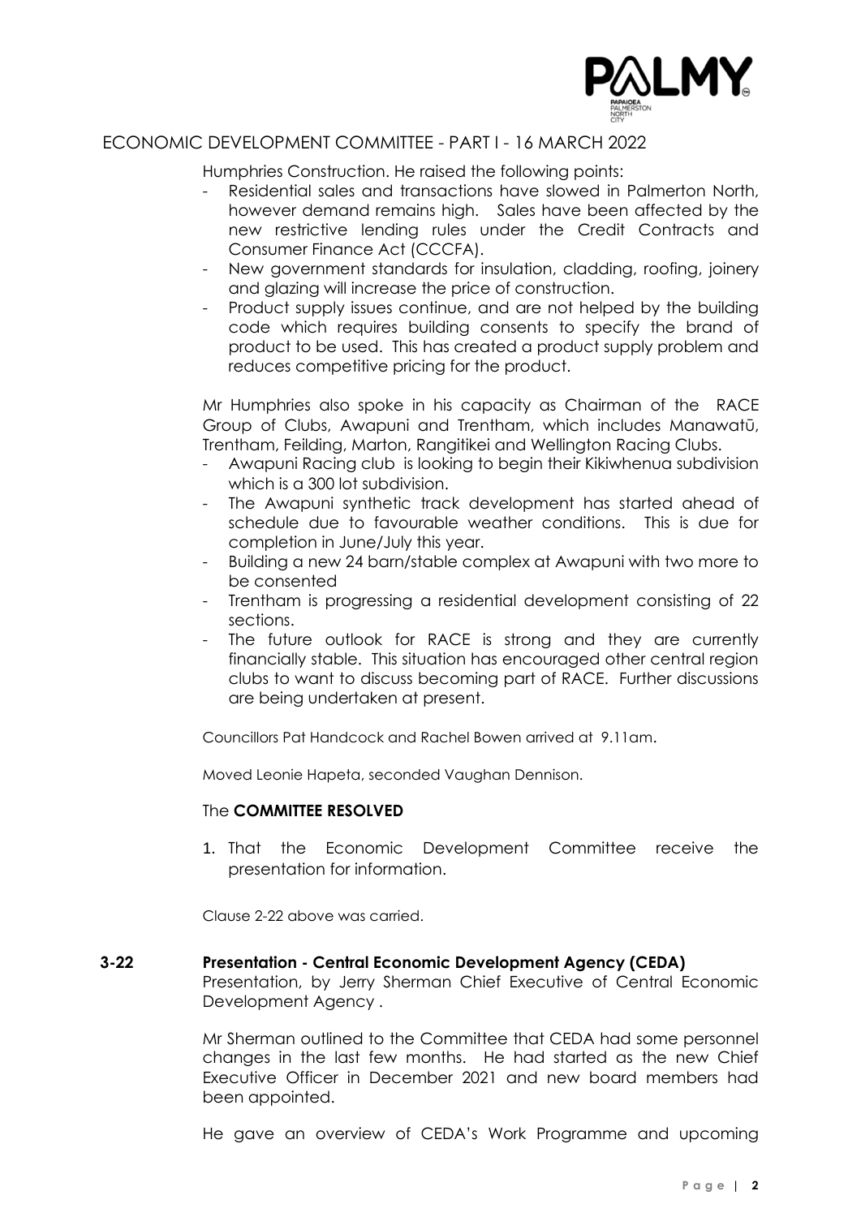Humphries Construction. He raised the following points:

- Residential sales and transactions have slowed in Palmerston North, however demand remains high. Sales have been affected by the new restrictive lending rules under the Credit Contracts and Consumer Finance Act (CCCFA).
- New government standards for insulation, cladding, roofing, joinery and glazing will increase the price of construction.
- Product supply issues continue, and are not helped by the building code which requires building consents to specify the brand of product to be used. This has created a product supply problem and reduces competitive pricing for the product.

Mr Humphries also spoke in his capacity as Chairman of the RACE Group of Clubs, Awapuni and Trentham, which includes Manawatū, Trentham, Feilding, Marton, Rangitikei and Wellington Racing Clubs.

- Awapuni Racing club is looking to begin their Kikiwhenua subdivision which is a 300 lot subdivision.
- The Awapuni synthetic track development has started ahead of schedule due to favourable weather conditions. This is due for completion in June/July this year.
- Building a new 24 barn/stable complex at Awapuni with two more to be consented
- Trentham is progressing a residential development consisting of 22 sections.
- The future outlook for RACE is strong and they are currently financially stable. This situation has encouraged other central region clubs to want to discuss becoming part of RACE. Further discussions are being undertaken at present.

Councillors Pat Handcock and Rachel Bowen arrived at 9.11am.

Moved Leonie Hapeta, seconded Vaughan Dennison.

The **COMMITTEE RESOLVED**

1. That the Economic Development Committee receive the presentation for information.

Clause 2-22 above was carried.

### 3-22 Presentation - Central Economic Development Agency (CEDA)

Presentation, by Jerry Sherman Chief Executive of Central Economic Development Agency .

Mr Sherman outlined to the Committee that CEDA had some personnel changes in the last few months. He had started as the new Chief Executive Officer in December 2021 and new board members had been appointed.

He gave an overview of CEDA's Work Programme and upcoming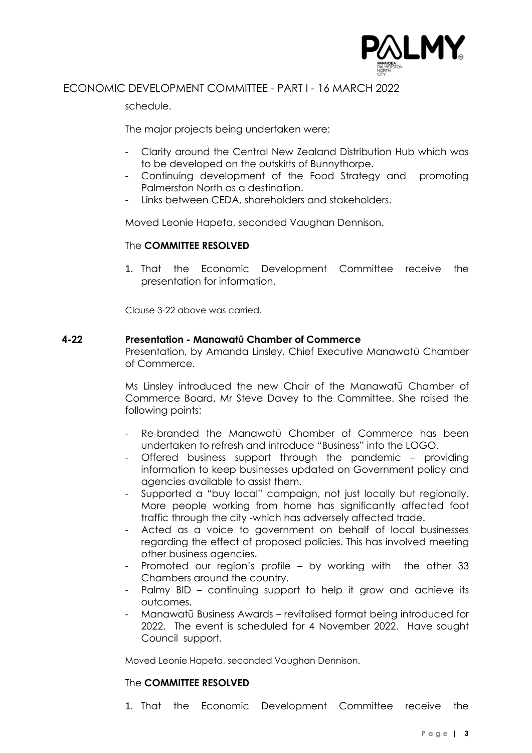schedule.

The major projects being undertaken were:

- Clarity around the Central New Zealand Distribution Hub which was to be developed on the outskirts of Bunnythorpe.
- Continuing development of the Food Strategy and promoting Palmerston North as a destination.
- Links between CEDA, shareholders and stakeholders.

Moved Leonie Hapeta, seconded Vaughan Dennison.

The **COMMITTEE RESOLVED**

1. That the Economic Development Committee receive the presentation for information.

Clause 3-22 above was carried.

## 4-22 Presentation - Manawatū Chamber of Commerce

Presentation, by Amanda Linsley, Chief Executive Manawatū Chamber of Commerce.

Ms Linsley introduced the new Chair of the Manawatū Chamber of Commerce Board, Mr Steve Davey to the Committee. She raised the following points:

- Re-branded the Manawatū Chamber of Commerce has been undertaken to refresh and introduce "Business" into the LOGO.
- Offered business support through the pandemic – providing information to keep businesses updated on Government policy and agencies available to assist them.
- Supported a "buy local" campaign, not just locally but regionally. More people working from home has significantly affected foot traffic through the city -which has adversely affected trade.
- Acted as a voice to government on behalf of local businesses regarding the effect of proposed policies. This has involved meeting other business agencies.
- Promoted our region's profile – by working with the other 33 Chambers around the country.
- Palmy BID – continuing support to help it grow and achieve its outcomes.
- Manawatū Business Awards – revitalised format being introduced for 2022. The event is scheduled for 4 November 2022. Have sought Council support.

Moved Leonie Hapeta, seconded Vaughan Dennison.

The **COMMITTEE RESOLVED**

1. That the Economic Development Committee receive the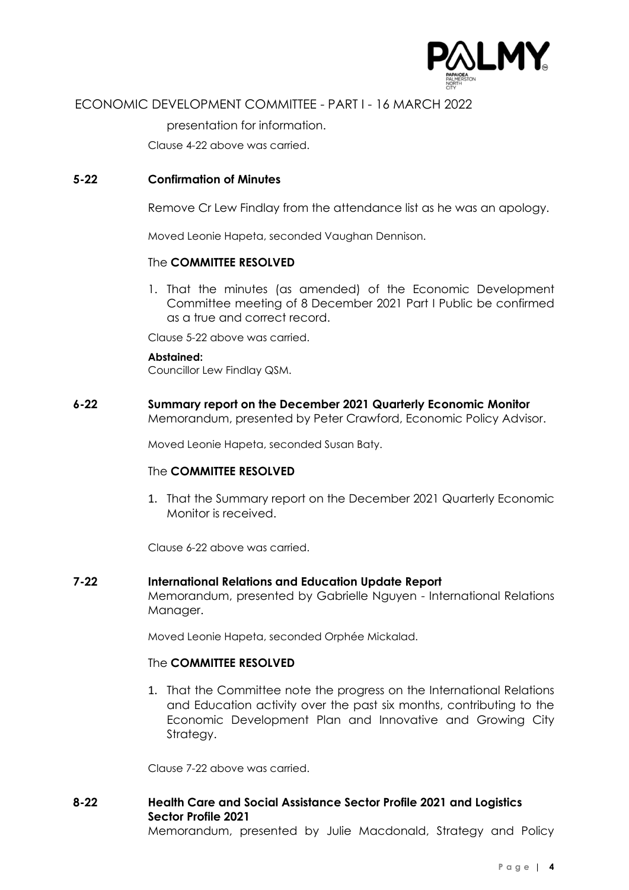presentation for information.

Clause 4-22 above was carried.

## 5-22 Confirmation of Minutes

Remove Cr Lew Findlay from the attendance list as he was an apology.

Moved Leonie Hapeta, seconded Vaughan Dennison.

The **COMMITTEE RESOLVED**

1. That the minutes (as amended) of the Economic Development Committee meeting of 8 December 2021 Part I Public be confirmed as a true and correct record.

Clause 5-22 above was carried.

**Abstained:**
Councillor Lew Findlay QSM.

## 6-22 Summary report on the December 2021 Quarterly Economic Monitor

Memorandum, presented by Peter Crawford, Economic Policy Advisor.

Moved Leonie Hapeta, seconded Susan Baty.

The **COMMITTEE RESOLVED**

1. That the Summary report on the December 2021 Quarterly Economic Monitor is received.

Clause 6-22 above was carried.

## 7-22 International Relations and Education Update Report

Memorandum, presented by Gabrielle Nguyen - International Relations Manager.

Moved Leonie Hapeta, seconded Orphée Mickalad.

The **COMMITTEE RESOLVED**

1. That the Committee note the progress on the International Relations and Education activity over the past six months, contributing to the Economic Development Plan and Innovative and Growing City Strategy.

Clause 7-22 above was carried.

## 8-22 Health Care and Social Assistance Sector Profile 2021 and Logistics Sector Profile 2021

Memorandum, presented by Julie Macdonald, Strategy and Policy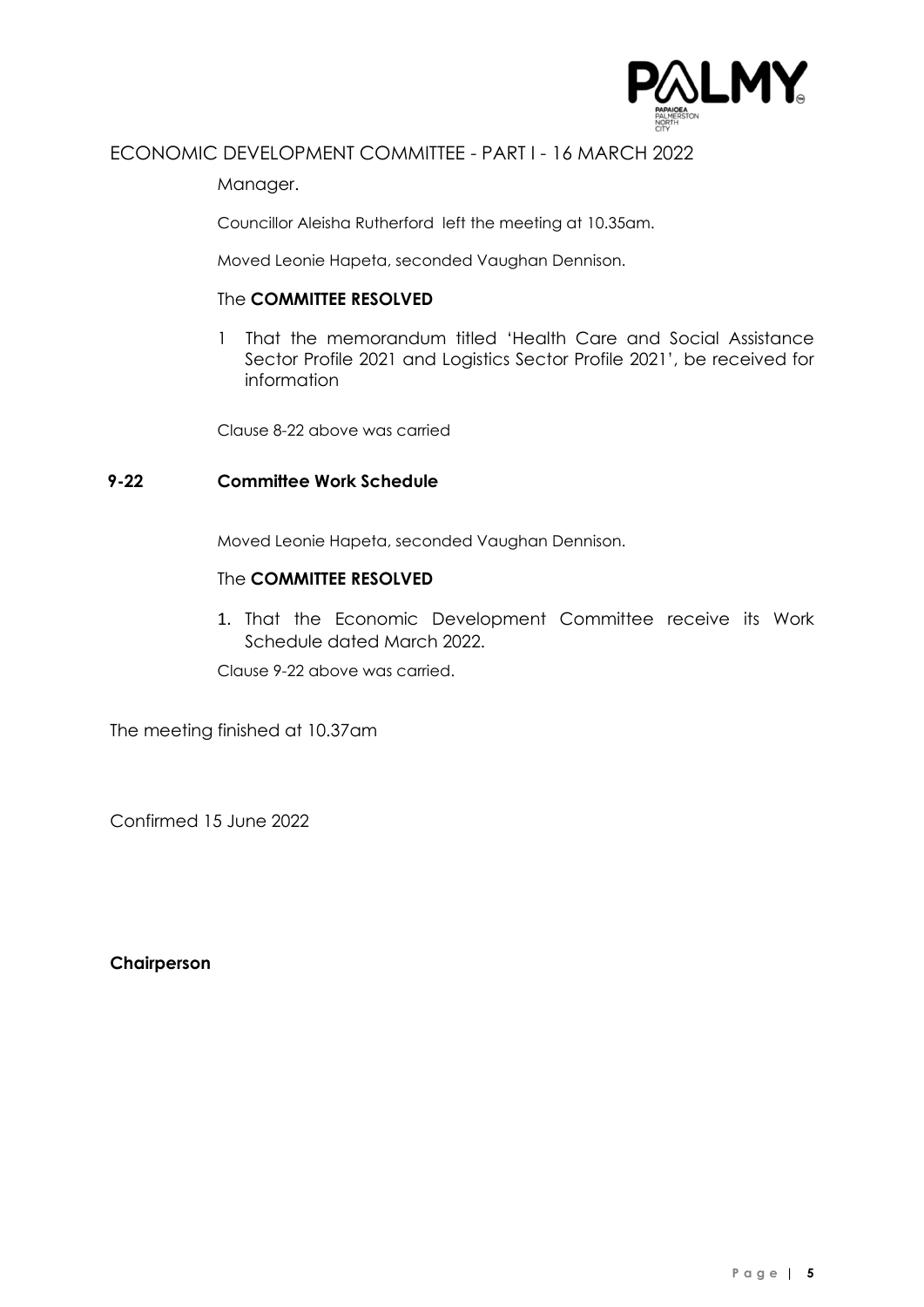Manager.

Councillor Aleisha Rutherford left the meeting at 10.35am.

Moved Leonie Hapeta, seconded Vaughan Dennison.

The **COMMITTEE RESOLVED**

1 That the memorandum titled 'Health Care and Social Assistance Sector Profile 2021 and Logistics Sector Profile 2021', be received for information

Clause 8-22 above was carried

### 9-22 Committee Work Schedule

Moved Leonie Hapeta, seconded Vaughan Dennison.

The **COMMITTEE RESOLVED**

1. That the Economic Development Committee receive its Work Schedule dated March 2022.

Clause 9-22 above was carried.

The meeting finished at 10.37am

Confirmed 15 June 2022

**Chairperson**